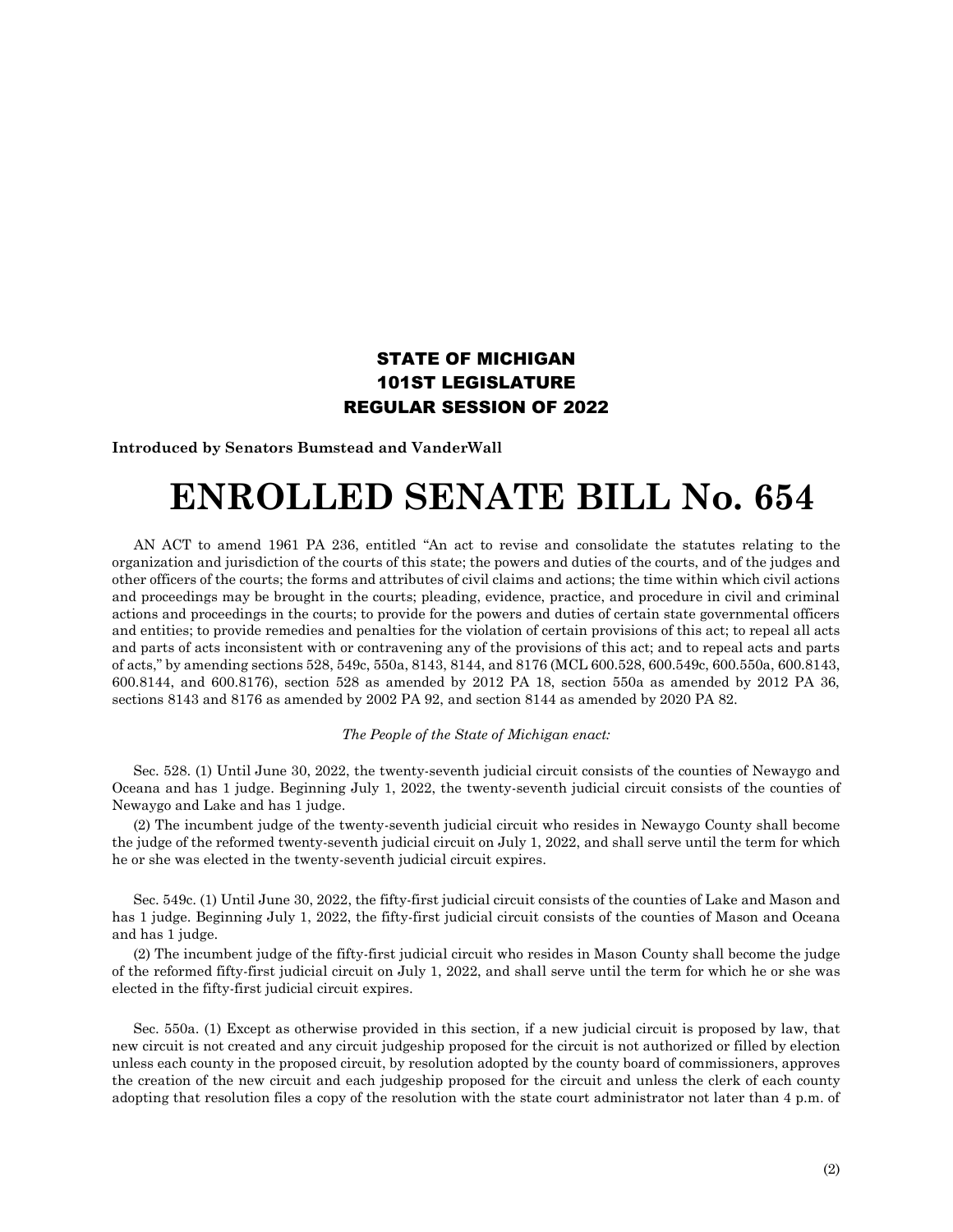**STATE OF MICHIGAN**
**101ST LEGISLATURE**
**REGULAR SESSION OF 2022**

**Introduced by Senators Bumstead and VanderWall**

# ENROLLED SENATE BILL No. 654

AN ACT to amend 1961 PA 236, entitled "An act to revise and consolidate the statutes relating to the organization and jurisdiction of the courts of this state; the powers and duties of the courts, and of the judges and other officers of the courts; the forms and attributes of civil claims and actions; the time within which civil actions and proceedings may be brought in the courts; pleading, evidence, practice, and procedure in civil and criminal actions and proceedings in the courts; to provide for the powers and duties of certain state governmental officers and entities; to provide remedies and penalties for the violation of certain provisions of this act; to repeal all acts and parts of acts inconsistent with or contravening any of the provisions of this act; and to repeal acts and parts of acts," by amending sections 528, 549c, 550a, 8143, 8144, and 8176 (MCL 600.528, 600.549c, 600.550a, 600.8143, 600.8144, and 600.8176), section 528 as amended by 2012 PA 18, section 550a as amended by 2012 PA 36, sections 8143 and 8176 as amended by 2002 PA 92, and section 8144 as amended by 2020 PA 82.

*The People of the State of Michigan enact:*

Sec. 528. (1) Until June 30, 2022, the twenty-seventh judicial circuit consists of the counties of Newaygo and Oceana and has 1 judge. Beginning July 1, 2022, the twenty-seventh judicial circuit consists of the counties of Newaygo and Lake and has 1 judge.

(2) The incumbent judge of the twenty-seventh judicial circuit who resides in Newaygo County shall become the judge of the reformed twenty-seventh judicial circuit on July 1, 2022, and shall serve until the term for which he or she was elected in the twenty-seventh judicial circuit expires.

Sec. 549c. (1) Until June 30, 2022, the fifty-first judicial circuit consists of the counties of Lake and Mason and has 1 judge. Beginning July 1, 2022, the fifty-first judicial circuit consists of the counties of Mason and Oceana and has 1 judge.

(2) The incumbent judge of the fifty-first judicial circuit who resides in Mason County shall become the judge of the reformed fifty-first judicial circuit on July 1, 2022, and shall serve until the term for which he or she was elected in the fifty-first judicial circuit expires.

Sec. 550a. (1) Except as otherwise provided in this section, if a new judicial circuit is proposed by law, that new circuit is not created and any circuit judgeship proposed for the circuit is not authorized or filled by election unless each county in the proposed circuit, by resolution adopted by the county board of commissioners, approves the creation of the new circuit and each judgeship proposed for the circuit and unless the clerk of each county adopting that resolution files a copy of the resolution with the state court administrator not later than 4 p.m. of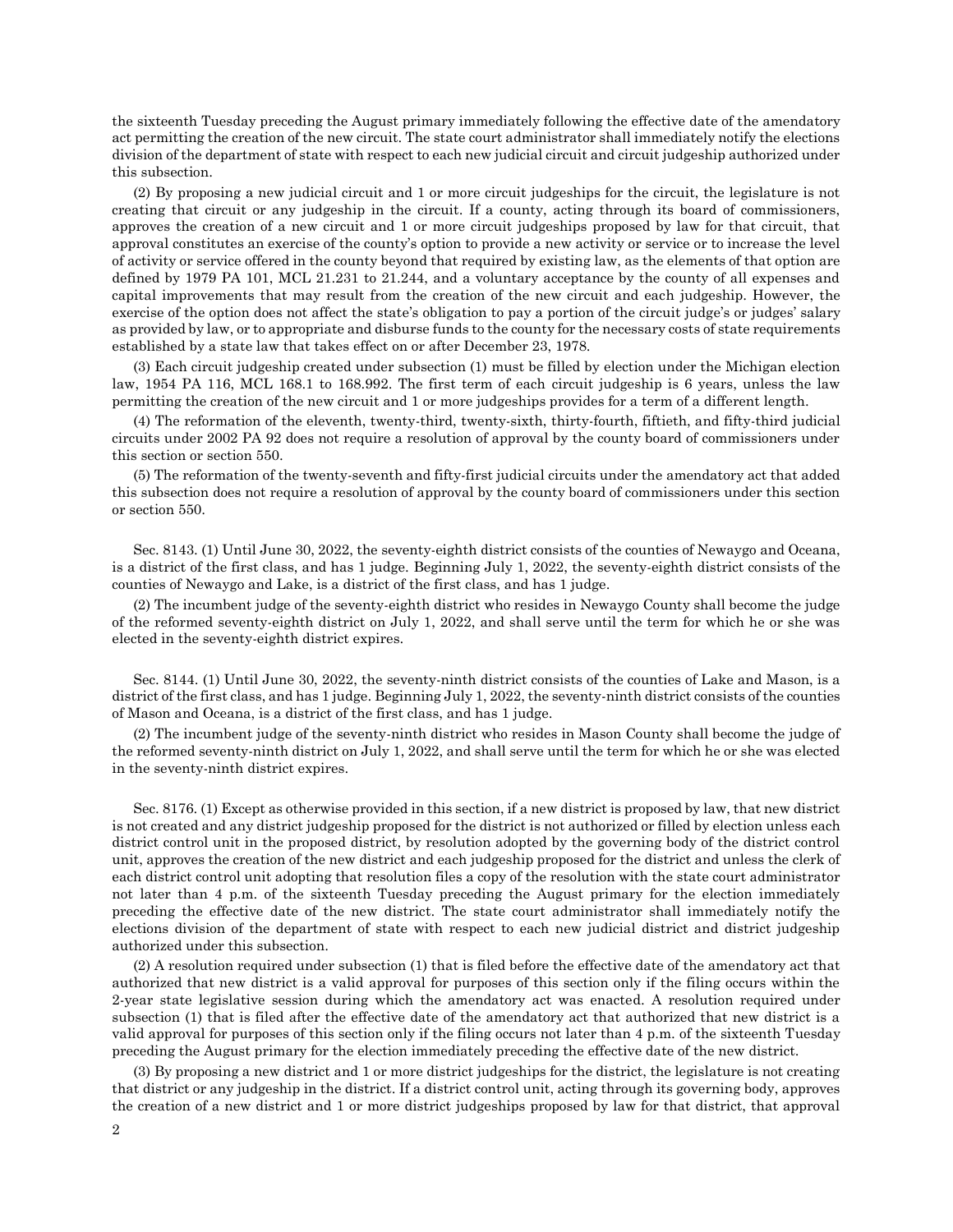the sixteenth Tuesday preceding the August primary immediately following the effective date of the amendatory act permitting the creation of the new circuit. The state court administrator shall immediately notify the elections division of the department of state with respect to each new judicial circuit and circuit judgeship authorized under this subsection.

(2) By proposing a new judicial circuit and 1 or more circuit judgeships for the circuit, the legislature is not creating that circuit or any judgeship in the circuit. If a county, acting through its board of commissioners, approves the creation of a new circuit and 1 or more circuit judgeships proposed by law for that circuit, that approval constitutes an exercise of the county's option to provide a new activity or service or to increase the level of activity or service offered in the county beyond that required by existing law, as the elements of that option are defined by 1979 PA 101, MCL 21.231 to 21.244, and a voluntary acceptance by the county of all expenses and capital improvements that may result from the creation of the new circuit and each judgeship. However, the exercise of the option does not affect the state's obligation to pay a portion of the circuit judge's or judges' salary as provided by law, or to appropriate and disburse funds to the county for the necessary costs of state requirements established by a state law that takes effect on or after December 23, 1978.

(3) Each circuit judgeship created under subsection (1) must be filled by election under the Michigan election law, 1954 PA 116, MCL 168.1 to 168.992. The first term of each circuit judgeship is 6 years, unless the law permitting the creation of the new circuit and 1 or more judgeships provides for a term of a different length.

(4) The reformation of the eleventh, twenty-third, twenty-sixth, thirty-fourth, fiftieth, and fifty-third judicial circuits under 2002 PA 92 does not require a resolution of approval by the county board of commissioners under this section or section 550.

(5) The reformation of the twenty-seventh and fifty-first judicial circuits under the amendatory act that added this subsection does not require a resolution of approval by the county board of commissioners under this section or section 550.

Sec. 8143. (1) Until June 30, 2022, the seventy-eighth district consists of the counties of Newaygo and Oceana, is a district of the first class, and has 1 judge. Beginning July 1, 2022, the seventy-eighth district consists of the counties of Newaygo and Lake, is a district of the first class, and has 1 judge.

(2) The incumbent judge of the seventy-eighth district who resides in Newaygo County shall become the judge of the reformed seventy-eighth district on July 1, 2022, and shall serve until the term for which he or she was elected in the seventy-eighth district expires.

Sec. 8144. (1) Until June 30, 2022, the seventy-ninth district consists of the counties of Lake and Mason, is a district of the first class, and has 1 judge. Beginning July 1, 2022, the seventy-ninth district consists of the counties of Mason and Oceana, is a district of the first class, and has 1 judge.

(2) The incumbent judge of the seventy-ninth district who resides in Mason County shall become the judge of the reformed seventy-ninth district on July 1, 2022, and shall serve until the term for which he or she was elected in the seventy-ninth district expires.

Sec. 8176. (1) Except as otherwise provided in this section, if a new district is proposed by law, that new district is not created and any district judgeship proposed for the district is not authorized or filled by election unless each district control unit in the proposed district, by resolution adopted by the governing body of the district control unit, approves the creation of the new district and each judgeship proposed for the district and unless the clerk of each district control unit adopting that resolution files a copy of the resolution with the state court administrator not later than 4 p.m. of the sixteenth Tuesday preceding the August primary for the election immediately preceding the effective date of the new district. The state court administrator shall immediately notify the elections division of the department of state with respect to each new judicial district and district judgeship authorized under this subsection.

(2) A resolution required under subsection (1) that is filed before the effective date of the amendatory act that authorized that new district is a valid approval for purposes of this section only if the filing occurs within the 2-year state legislative session during which the amendatory act was enacted. A resolution required under subsection (1) that is filed after the effective date of the amendatory act that authorized that new district is a valid approval for purposes of this section only if the filing occurs not later than 4 p.m. of the sixteenth Tuesday preceding the August primary for the election immediately preceding the effective date of the new district.

(3) By proposing a new district and 1 or more district judgeships for the district, the legislature is not creating that district or any judgeship in the district. If a district control unit, acting through its governing body, approves the creation of a new district and 1 or more district judgeships proposed by law for that district, that approval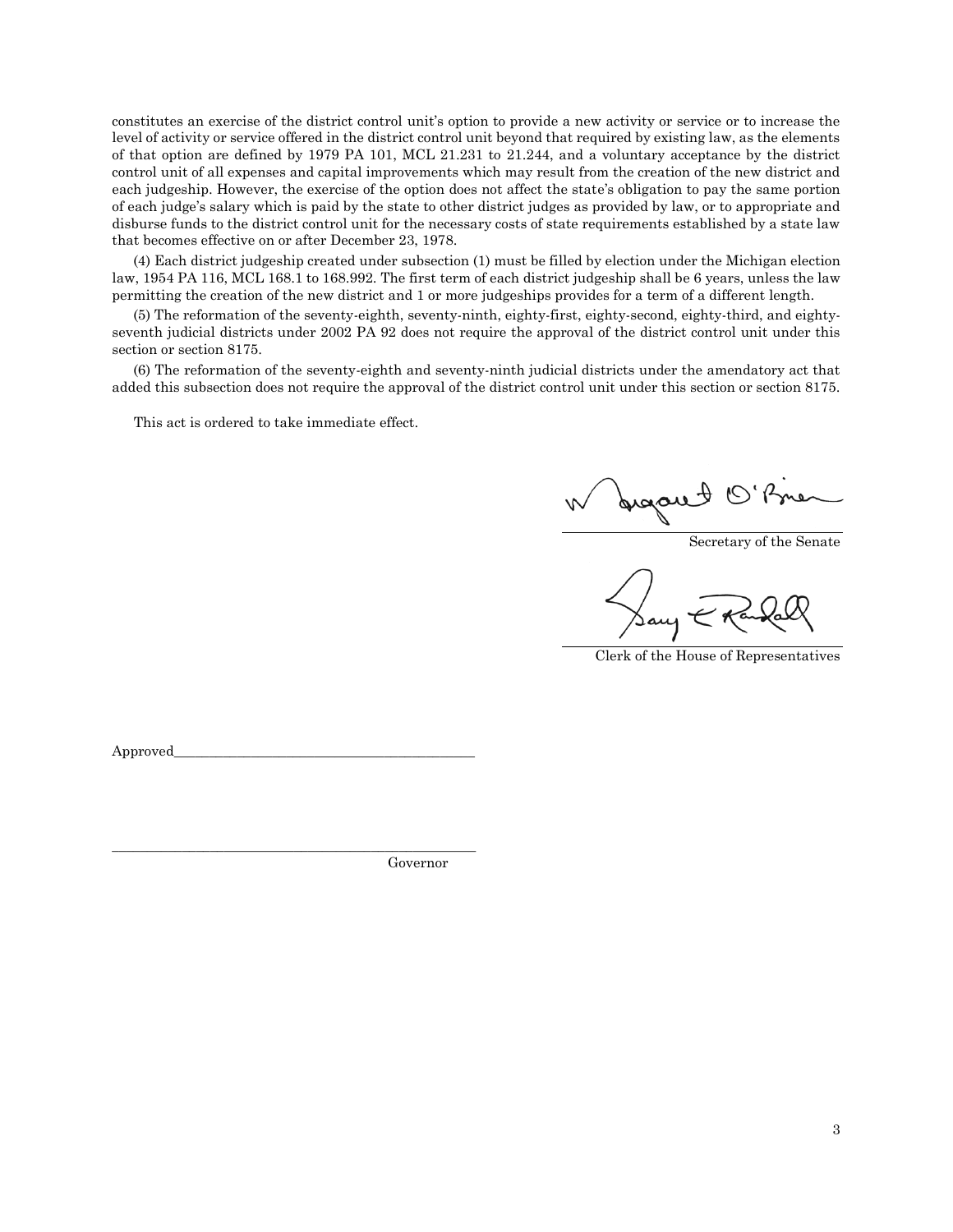constitutes an exercise of the district control unit's option to provide a new activity or service or to increase the level of activity or service offered in the district control unit beyond that required by existing law, as the elements of that option are defined by 1979 PA 101, MCL 21.231 to 21.244, and a voluntary acceptance by the district control unit of all expenses and capital improvements which may result from the creation of the new district and each judgeship. However, the exercise of the option does not affect the state's obligation to pay the same portion of each judge's salary which is paid by the state to other district judges as provided by law, or to appropriate and disburse funds to the district control unit for the necessary costs of state requirements established by a state law that becomes effective on or after December 23, 1978.

(4) Each district judgeship created under subsection (1) must be filled by election under the Michigan election law, 1954 PA 116, MCL 168.1 to 168.992. The first term of each district judgeship shall be 6 years, unless the law permitting the creation of the new district and 1 or more judgeships provides for a term of a different length.

(5) The reformation of the seventy-eighth, seventy-ninth, eighty-first, eighty-second, eighty-third, and eighty-seventh judicial districts under 2002 PA 92 does not require the approval of the district control unit under this section or section 8175.

(6) The reformation of the seventy-eighth and seventy-ninth judicial districts under the amendatory act that added this subsection does not require the approval of the district control unit under this section or section 8175.

This act is ordered to take immediate effect.

Secretary of the Senate

Clerk of the House of Representatives

Approved\_\_\_\_\_\_\_\_\_\_\_\_\_\_\_\_\_\_\_\_\_\_\_\_\_\_\_\_\_\_\_\_\_\_\_\_\_\_\_\_

\_\_\_\_\_\_\_\_\_\_\_\_\_\_\_\_\_\_\_\_\_\_\_\_\_\_\_\_\_\_\_\_\_\_\_\_\_\_\_\_\_\_\_\_\_\_

Governor